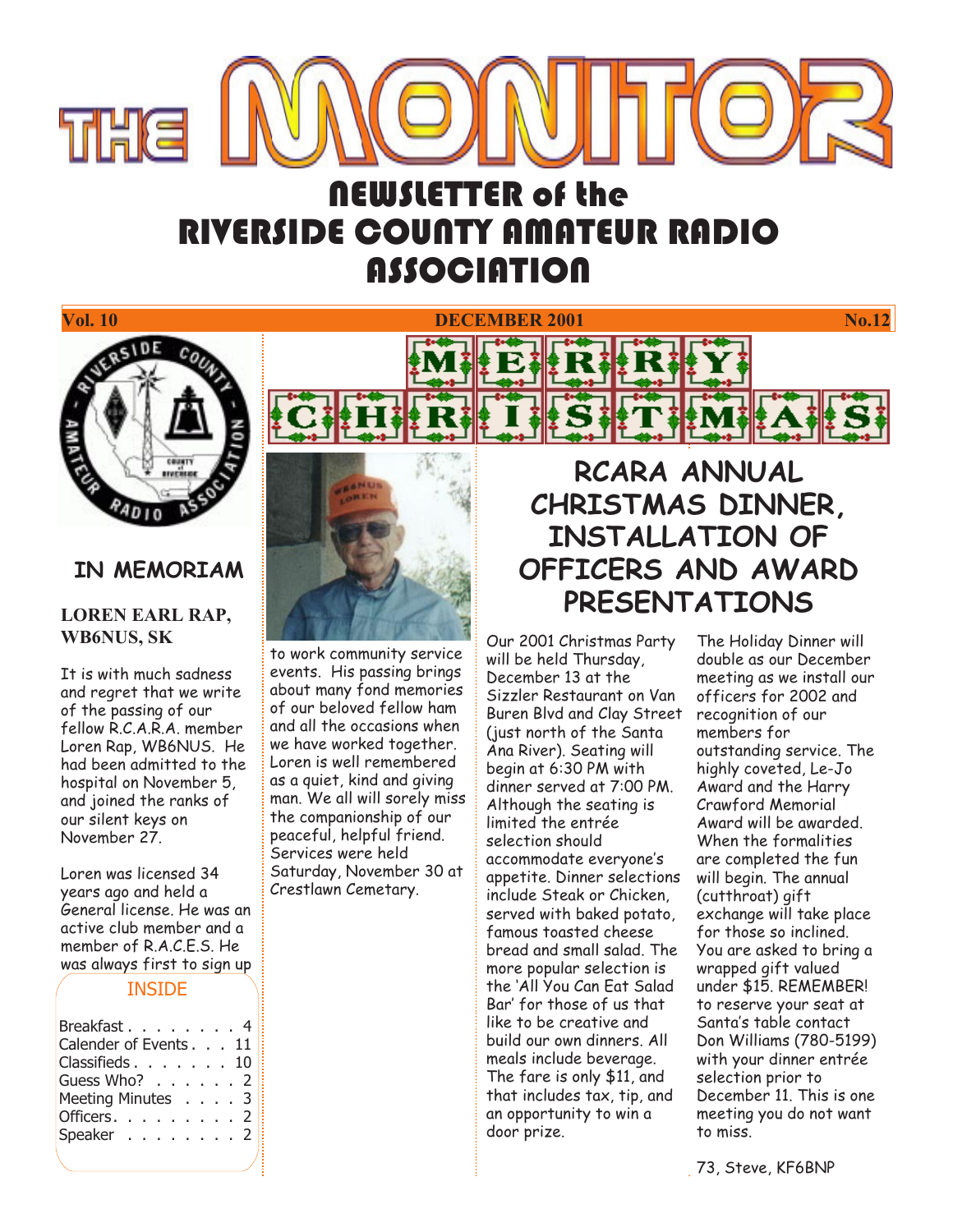# THE MONITOR

## NEWSLETTER of the RIVERSIDE COUNTY AMATEUR RADIO ASSOCIATION

**Vol. 10** **DECEMBER 2001** **No.12**

MERRY CHRISTMAS

## IN MEMORIAM

### LOREN EARL RAP, WB6NUS, SK

It is with much sadness and regret that we write of the passing of our fellow R.C.A.R.A. member Loren Rap, WB6NUS. He had been admitted to the hospital on November 5, and joined the ranks of our silent keys on November 27.

Loren was licensed 34 years ago and held a General license. He was an active club member and a member of R.A.C.E.S. He was always first to sign up to work community service events. His passing brings about many fond memories of our beloved fellow ham and all the occasions when we have worked together. Loren is well remembered as a quiet, kind and giving man. We all will sorely miss the companionship of our peaceful, helpful friend. Services were held Saturday, November 30 at Crestlawn Cemetary.

### INSIDE

| | |
|---|---|
| Breakfast | 4 |
| Calender of Events | 11 |
| Classifieds | 10 |
| Guess Who? | 2 |
| Meeting Minutes | 3 |
| Officers | 2 |
| Speaker | 2 |

## RCARA ANNUAL CHRISTMAS DINNER, INSTALLATION OF OFFICERS AND AWARD PRESENTATIONS

Our 2001 Christmas Party will be held Thursday, December 13 at the Sizzler Restaurant on Van Buren Blvd and Clay Street (just north of the Santa Ana River). Seating will begin at 6:30 PM with dinner served at 7:00 PM. Although the seating is limited the entrée selection should accommodate everyone's appetite. Dinner selections include Steak or Chicken, served with baked potato, famous toasted cheese bread and small salad. The more popular selection is the 'All You Can Eat Salad Bar' for those of us that like to be creative and build our own dinners. All meals include beverage. The fare is only $11, and that includes tax, tip, and an opportunity to win a door prize.

The Holiday Dinner will double as our December meeting as we install our officers for 2002 and recognition of our members for outstanding service. The highly coveted, Le-Jo Award and the Harry Crawford Memorial Award will be awarded. When the formalities are completed the fun will begin. The annual (cutthroat) gift exchange will take place for those so inclined. You are asked to bring a wrapped gift valued under $15. REMEMBER! to reserve your seat at Santa's table contact Don Williams (780-5199) with your dinner entrée selection prior to December 11. This is one meeting you do not want to miss.

73, Steve, KF6BNP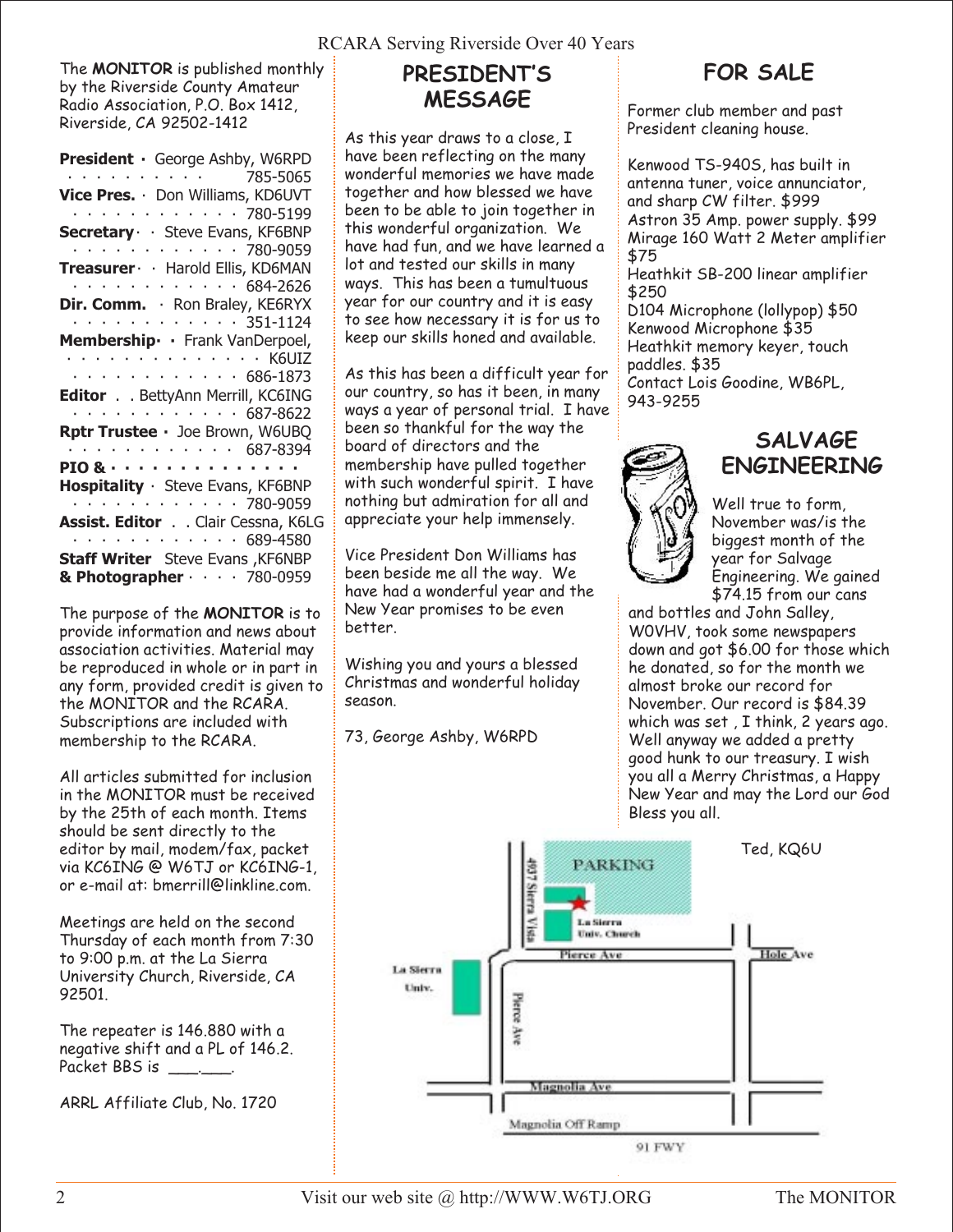The **MONITOR** is published monthly by the Riverside County Amateur Radio Association, P.O. Box 1412, Riverside, CA 92502-1412

**President** · George Ashby, W6RPD . . . . . . . . . . . 785-5065
**Vice Pres.** · Don Williams, KD6UVT . . . . . . . . . . . . 780-5199
**Secretary** · · Steve Evans, KF6BNP . . . . . . . . . . . . 780-9059
**Treasurer** · · Harold Ellis, KD6MAN . . . . . . . . . . . . 684-2626
**Dir. Comm.** · Ron Braley, KE6RYX . . . . . . . . . . . . 351-1124
**Membership** · · Frank VanDerpoel, . . . . . . . . . . . . . . . K6UIZ . . . . . . . . . . . . . 686-1873
**Editor** . . BettyAnn Merrill, KC6ING . . . . . . . . . . . . 687-8622
**Rptr Trustee** · Joe Brown, W6UBQ . . . . . . . . . . . . 687-8394
**PIO &** . . . . . . . . . . . . . .
**Hospitality** · Steve Evans, KF6BNP . . . . . . . . . . . . 780-9059
**Assist. Editor** . . Clair Cessna, K6LG . . . . . . . . . . . . 689-4580
**Staff Writer** Steve Evans ,KF6NBP
**& Photographer** · · · · 780-0959

The purpose of the **MONITOR** is to provide information and news about association activities. Material may be reproduced in whole or in part in any form, provided credit is given to the MONITOR and the RCARA. Subscriptions are included with membership to the RCARA.

All articles submitted for inclusion in the MONITOR must be received by the 25th of each month. Items should be sent directly to the editor by mail, modem/fax, packet via KC6ING @ W6TJ or KC6ING-1, or e-mail at: bmerrill@linkline.com.

Meetings are held on the second Thursday of each month from 7:30 to 9:00 p.m. at the La Sierra University Church, Riverside, CA 92501.

The repeater is 146.880 with a negative shift and a PL of 146.2. Packet BBS is ___.___.

ARRL Affiliate Club, No. 1720

## PRESIDENT'S MESSAGE

As this year draws to a close, I have been reflecting on the many wonderful memories we have made together and how blessed we have been to join together in this wonderful organization. We have had fun, and we have learned a lot and tested our skills in many ways. This has been a tumultuous year for our country and it is easy to see how necessary it is for us to keep our skills honed and available.

As this has been a difficult year for our country, so has it been, in many ways a year of personal trial. I have been so thankful for the way the board of directors and the membership have pulled together with such wonderful spirit. I have nothing but admiration for all and appreciate your help immensely.

Vice President Don Williams has been beside me all the way. We have had a wonderful year and the New Year promises to be even better.

Wishing you and yours a blessed Christmas and wonderful holiday season.

73, George Ashby, W6RPD

## FOR SALE

Former club member and past President cleaning house.

Kenwood TS-940S, has built in antenna tuner, voice annunciator, and sharp CW filter. $999
Astron 35 Amp. power supply. $99
Mirage 160 Watt 2 Meter amplifier $75
Heathkit SB-200 linear amplifier $250
D104 Microphone (lollypop) $50
Kenwood Microphone $35
Heathkit memory keyer, touch paddles. $35
Contact Lois Goodine, WB6PL, 943-9255

## SALVAGE ENGINEERING

Well true to form, November was/is the biggest month of the year for Salvage Engineering. We gained $74.15 from our cans and bottles and John Salley, W0VHV, took some newspapers down and got $6.00 for those which he donated, so for the month we almost broke our record for November. Our record is $84.39 which was set , I think, 2 years ago. Well anyway we added a pretty good hunk to our treasury. I wish you all a Merry Christmas, a Happy New Year and may the Lord our God Bless you all.

Ted, KQ6U

PARKING
4937 Sierra Vista
La Sierra Univ. Church
Pierce Ave
Hole Ave
La Sierra Univ.
Pierce Ave
Magnolia Ave
Magnolia Off Ramp
91 FWY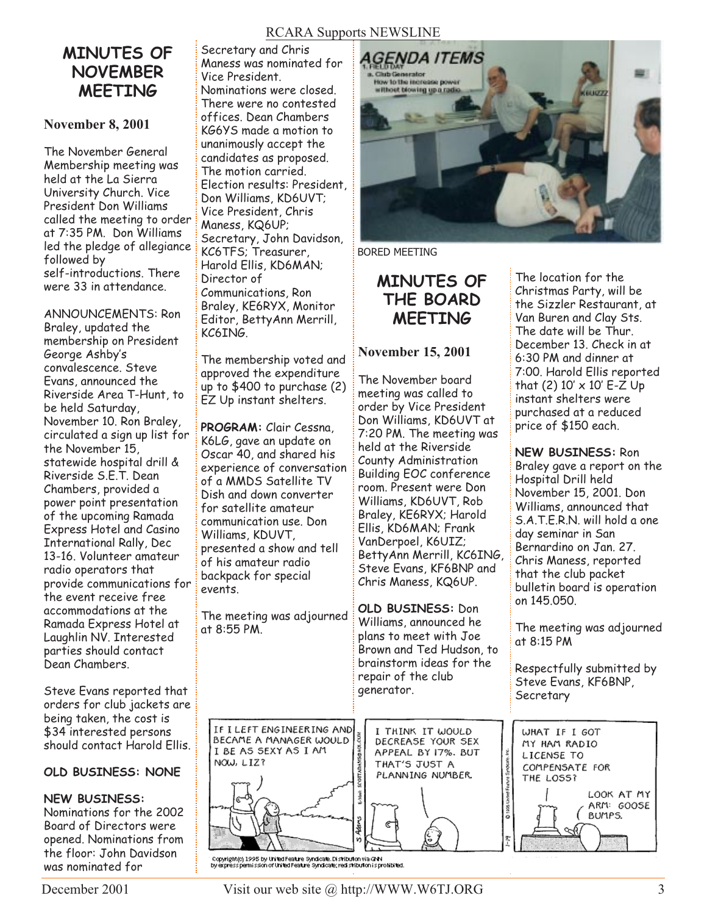# MINUTES OF NOVEMBER MEETING

**November 8, 2001**

The November General Membership meeting was held at the La Sierra University Church. Vice President Don Williams called the meeting to order at 7:35 PM. Don Williams led the pledge of allegiance followed by self-introductions. There were 33 in attendance.

ANNOUNCEMENTS: Ron Braley, updated the membership on President George Ashby's convalescence. Steve Evans, announced the Riverside Area T-Hunt, to be held Saturday, November 10. Ron Braley, circulated a sign up list for the November 15, statewide hospital drill & Riverside S.E.T. Dean Chambers, provided a power point presentation of the upcoming Ramada Express Hotel and Casino International Rally, Dec 13-16. Volunteer amateur radio operators that provide communications for the event receive free accommodations at the Ramada Express Hotel at Laughlin NV. Interested parties should contact Dean Chambers.

Steve Evans reported that orders for club jackets are being taken, the cost is $34 interested persons should contact Harold Ellis.

**OLD BUSINESS: NONE**

**NEW BUSINESS:** Nominations for the 2002 Board of Directors were opened. Nominations from the floor: John Davidson was nominated for Secretary and Chris Maness was nominated for Vice President. Nominations were closed. There were no contested offices. Dean Chambers KG6YS made a motion to unanimously accept the candidates as proposed. The motion carried. Election results: President, Don Williams, KD6UVT; Vice President, Chris Maness, KQ6UP; Secretary, John Davidson, KC6TFS; Treasurer, Harold Ellis, KD6MAN; Director of Communications, Ron Braley, KE6RYX, Monitor Editor, BettyAnn Merrill, KC6ING.

The membership voted and approved the expenditure up to $400 to purchase (2) EZ Up instant shelters.

**PROGRAM:** Clair Cessna, K6LG, gave an update on Oscar 40, and shared his experience of conversation of a MMDS Satellite TV Dish and down converter for satellite amateur communication use. Don Williams, KDUVT, presented a show and tell of his amateur radio backpack for special events.

The meeting was adjourned at 8:55 PM.

BORED MEETING

# MINUTES OF THE BOARD MEETING

**November 15, 2001**

The November board meeting was called to order by Vice President Don Williams, KD6UVT at 7:20 PM. The meeting was held at the Riverside County Administration Building EOC conference room. Present were Don Williams, KD6UVT, Rob Braley, KE6RYX; Harold Ellis, KD6MAN; Frank VanDerpoel, K6UIZ; BettyAnn Merrill, KC6ING, Steve Evans, KF6BNP and Chris Maness, KQ6UP.

**OLD BUSINESS:** Don Williams, announced he plans to meet with Joe Brown and Ted Hudson, to brainstorm ideas for the repair of the club generator.

The location for the Christmas Party, will be the Sizzler Restaurant, at Van Buren and Clay Sts. The date will be Thur. December 13. Check in at 6:30 PM and dinner at 7:00. Harold Ellis reported that (2) 10' x 10' E-Z Up instant shelters were purchased at a reduced price of $150 each.

**NEW BUSINESS:** Ron Braley gave a report on the Hospital Drill held November 15, 2001. Don Williams, announced that S.A.T.E.R.N. will hold a one day seminar in San Bernardino on Jan. 27. Chris Maness, reported that the club packet bulletin board is operation on 145.050.

The meeting was adjourned at 8:15 PM

Respectfully submitted by Steve Evans, KF6BNP, Secretary

Copyright(c) 1995 by United Feature Syndicate. Distribution via GNN by express permission of United Feature Syndicate; redistribution is prohibited.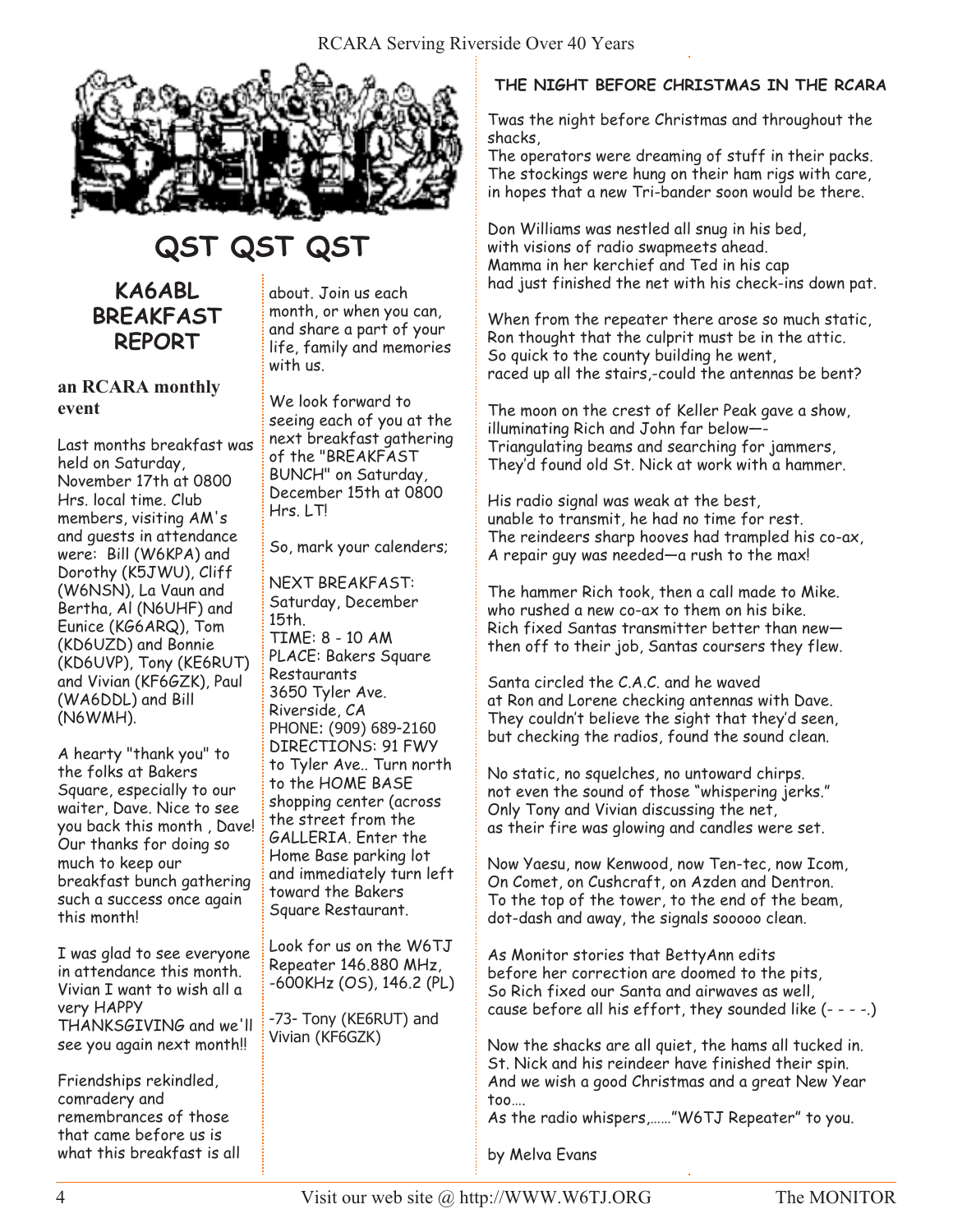# QST QST QST

## KA6ABL BREAKFAST REPORT

### an RCARA monthly event

Last months breakfast was held on Saturday, November 17th at 0800 Hrs. local time. Club members, visiting AM's and guests in attendance were: Bill (W6KPA) and Dorothy (K5JWU), Cliff (W6NSN), La Vaun and Bertha, Al (N6UHF) and Eunice (KG6ARQ), Tom (KD6UZD) and Bonnie (KD6UVP), Tony (KE6RUT) and Vivian (KF6GZK), Paul (WA6DDL) and Bill (N6WMH).

A hearty "thank you" to the folks at Bakers Square, especially to our waiter, Dave. Nice to see you back this month , Dave! Our thanks for doing so much to keep our breakfast bunch gathering such a success once again this month!

I was glad to see everyone in attendance this month. Vivian I want to wish all a very HAPPY THANKSGIVING and we'll see you again next month!!

Friendships rekindled, comradery and remembrances of those that came before us is what this breakfast is all about. Join us each month, or when you can, and share a part of your life, family and memories with us.

We look forward to seeing each of you at the next breakfast gathering of the "BREAKFAST BUNCH" on Saturday, December 15th at 0800 Hrs. LT!

So, mark your calenders;

NEXT BREAKFAST: Saturday, December 15th.
TIME: 8 - 10 AM
PLACE: Bakers Square Restaurants
3650 Tyler Ave.
Riverside, CA
PHONE: (909) 689-2160
DIRECTIONS: 91 FWY to Tyler Ave.. Turn north to the HOME BASE shopping center (across the street from the GALLERIA. Enter the Home Base parking lot and immediately turn left toward the Bakers Square Restaurant.

Look for us on the W6TJ Repeater 146.880 MHz, -600KHz (OS), 146.2 (PL)

-73- Tony (KE6RUT) and Vivian (KF6GZK)

## THE NIGHT BEFORE CHRISTMAS IN THE RCARA

Twas the night before Christmas and throughout the shacks,
The operators were dreaming of stuff in their packs.
The stockings were hung on their ham rigs with care,
in hopes that a new Tri-bander soon would be there.

Don Williams was nestled all snug in his bed,
with visions of radio swapmeets ahead.
Mamma in her kerchief and Ted in his cap
had just finished the net with his check-ins down pat.

When from the repeater there arose so much static,
Ron thought that the culprit must be in the attic.
So quick to the county building he went,
raced up all the stairs,-could the antennas be bent?

The moon on the crest of Keller Peak gave a show,
illuminating Rich and John far below—-
Triangulating beams and searching for jammers,
They'd found old St. Nick at work with a hammer.

His radio signal was weak at the best,
unable to transmit, he had no time for rest.
The reindeers sharp hooves had trampled his co-ax,
A repair guy was needed—a rush to the max!

The hammer Rich took, then a call made to Mike.
who rushed a new co-ax to them on his bike.
Rich fixed Santas transmitter better than new—
then off to their job, Santas coursers they flew.

Santa circled the C.A.C. and he waved
at Ron and Lorene checking antennas with Dave.
They couldn't believe the sight that they'd seen,
but checking the radios, found the sound clean.

No static, no squelches, no untoward chirps.
not even the sound of those "whispering jerks."
Only Tony and Vivian discussing the net,
as their fire was glowing and candles were set.

Now Yaesu, now Kenwood, now Ten-tec, now Icom,
On Comet, on Cushcraft, on Azden and Dentron.
To the top of the tower, to the end of the beam,
dot-dash and away, the signals sooooo clean.

As Monitor stories that BettyAnn edits
before her correction are doomed to the pits,
So Rich fixed our Santa and airwaves as well,
cause before all his effort, they sounded like (- - - -.)

Now the shacks are all quiet, the hams all tucked in.
St. Nick and his reindeer have finished their spin.
And we wish a good Christmas and a great New Year too….
As the radio whispers,……"W6TJ Repeater" to you.

by Melva Evans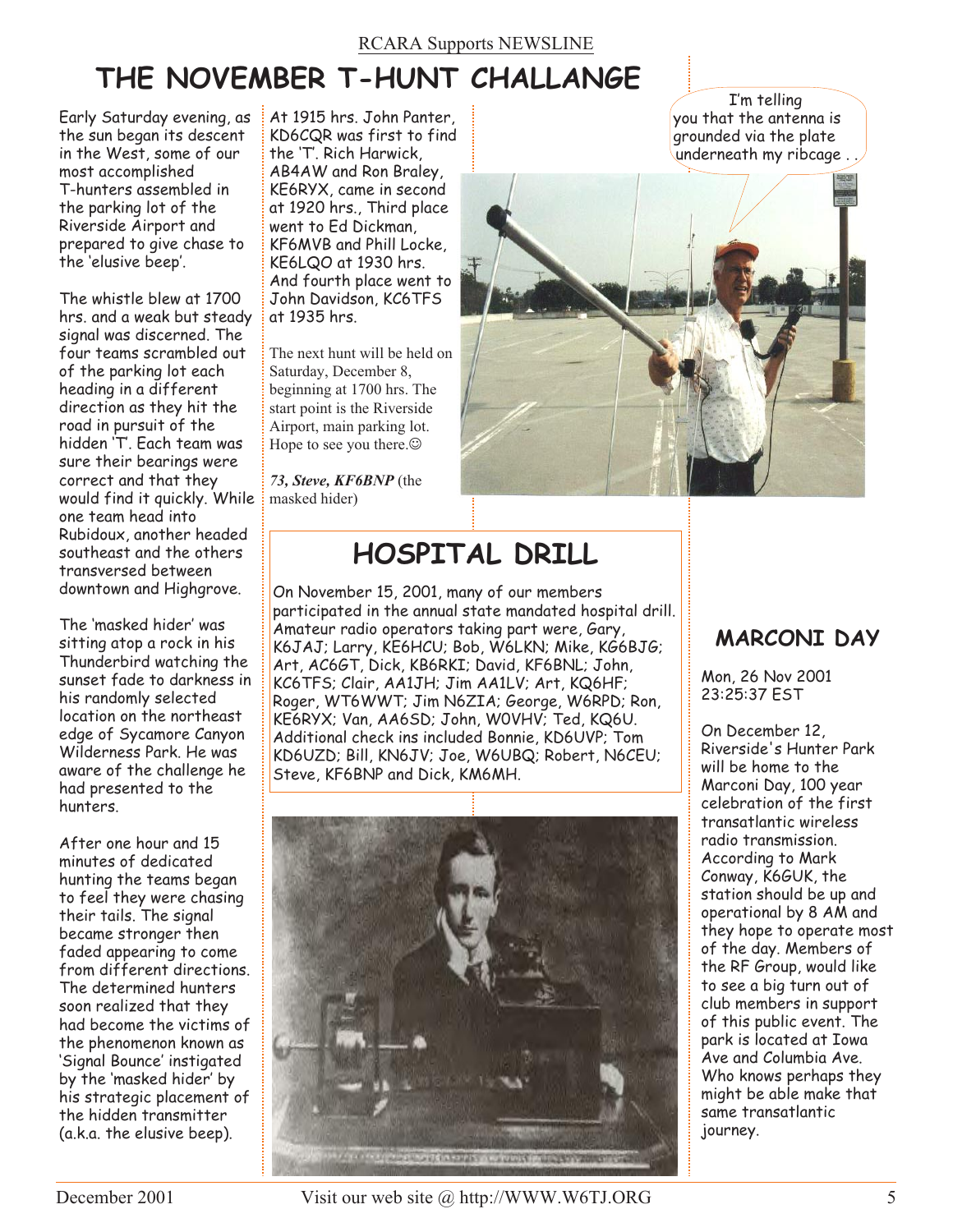RCARA Supports NEWSLINE

# THE NOVEMBER T-HUNT CHALLANGE

Early Saturday evening, as the sun began its descent in the West, some of our most accomplished T-hunters assembled in the parking lot of the Riverside Airport and prepared to give chase to the 'elusive beep'.

The whistle blew at 1700 hrs. and a weak but steady signal was discerned. The four teams scrambled out of the parking lot each heading in a different direction as they hit the road in pursuit of the hidden 'T'. Each team was sure their bearings were correct and that they would find it quickly. While one team head into Rubidoux, another headed southeast and the others transversed between downtown and Highgrove.

The 'masked hider' was sitting atop a rock in his Thunderbird watching the sunset fade to darkness in his randomly selected location on the northeast edge of Sycamore Canyon Wilderness Park. He was aware of the challenge he had presented to the hunters.

After one hour and 15 minutes of dedicated hunting the teams began to feel they were chasing their tails. The signal became stronger then faded appearing to come from different directions. The determined hunters soon realized that they had become the victims of the phenomenon known as 'Signal Bounce' instigated by the 'masked hider' by his strategic placement of the hidden transmitter (a.k.a. the elusive beep).

At 1915 hrs. John Panter, KD6CQR was first to find the 'T'. Rich Harwick, AB4AW and Ron Braley, KE6RYX, came in second at 1920 hrs., Third place went to Ed Dickman, KF6MVB and Phill Locke, KE6LQO at 1930 hrs. And fourth place went to John Davidson, KC6TFS at 1935 hrs.

The next hunt will be held on Saturday, December 8, beginning at 1700 hrs. The start point is the Riverside Airport, main parking lot. Hope to see you there.☺

***73, Steve, KF6BNP*** (the masked hider)

I'm telling you that the antenna is grounded via the plate underneath my ribcage . .

# HOSPITAL DRILL

On November 15, 2001, many of our members participated in the annual state mandated hospital drill. Amateur radio operators taking part were, Gary, K6JAJ; Larry, KE6HCU; Bob, W6LKN; Mike, KG6BJG; Art, AC6GT, Dick, KB6RKI; David, KF6BNL; John, KC6TFS; Clair, AA1JH; Jim AA1LV; Art, KQ6HF; Roger, WT6WWT; Jim N6ZIA; George, W6RPD; Ron, KE6RYX; Van, AA6SD; John, W0VHV; Ted, KQ6U. Additional check ins included Bonnie, KD6UVP; Tom KD6UZD; Bill, KN6JV; Joe, W6UBQ; Robert, N6CEU; Steve, KF6BNP and Dick, KM6MH.

# MARCONI DAY

Mon, 26 Nov 2001 23:25:37 EST

On December 12, Riverside's Hunter Park will be home to the Marconi Day, 100 year celebration of the first transatlantic wireless radio transmission. According to Mark Conway, K6GUK, the station should be up and operational by 8 AM and they hope to operate most of the day. Members of the RF Group, would like to see a big turn out of club members in support of this public event. The park is located at Iowa Ave and Columbia Ave. Who knows perhaps they might be able make that same transatlantic journey.

Visit our web site @ http://WWW.W6TJ.ORG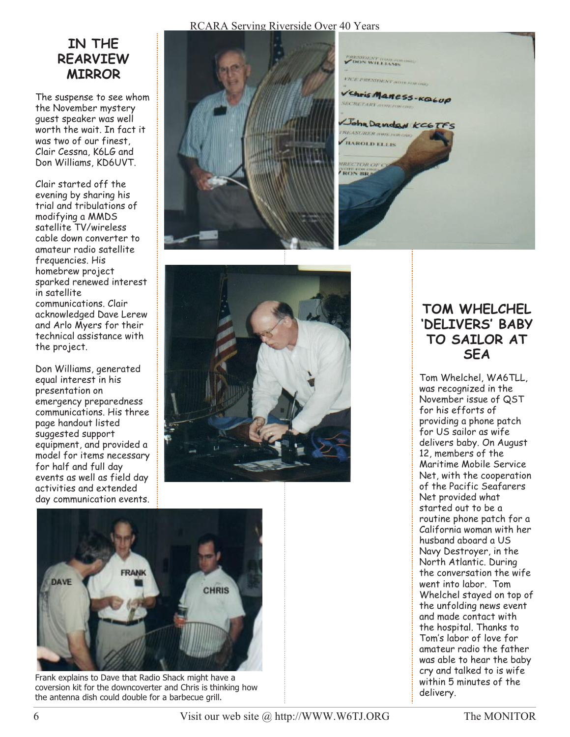## IN THE REARVIEW MIRROR

The suspense to see whom the November mystery guest speaker was well worth the wait. In fact it was two of our finest, Clair Cessna, K6LG and Don Williams, KD6UVT.

Clair started off the evening by sharing his trial and tribulations of modifying a MMDS satellite TV/wireless cable down converter to amateur radio satellite frequencies. His homebrew project sparked renewed interest in satellite communications. Clair acknowledged Dave Lerew and Arlo Myers for their technical assistance with the project.

Don Williams, generated equal interest in his presentation on emergency preparedness communications. His three page handout listed suggested support equipment, and provided a model for items necessary for half and full day events as well as field day activities and extended day communication events.

Frank explains to Dave that Radio Shack might have a coversion kit for the downcoverter and Chris is thinking how the antenna dish could double for a barbecue grill.

## TOM WHELCHEL 'DELIVERS' BABY TO SAILOR AT SEA

Tom Whelchel, WA6TLL, was recognized in the November issue of QST for his efforts of providing a phone patch for US sailor as wife delivers baby. On August 12, members of the Maritime Mobile Service Net, with the cooperation of the Pacific Seafarers Net provided what started out to be a routine phone patch for a California woman with her husband aboard a US Navy Destroyer, in the North Atlantic. During the conversation the wife went into labor. Tom Whelchel stayed on top of the unfolding news event and made contact with the hospital. Thanks to Tom's labor of love for amateur radio the father was able to hear the baby cry and talked to is wife within 5 minutes of the delivery.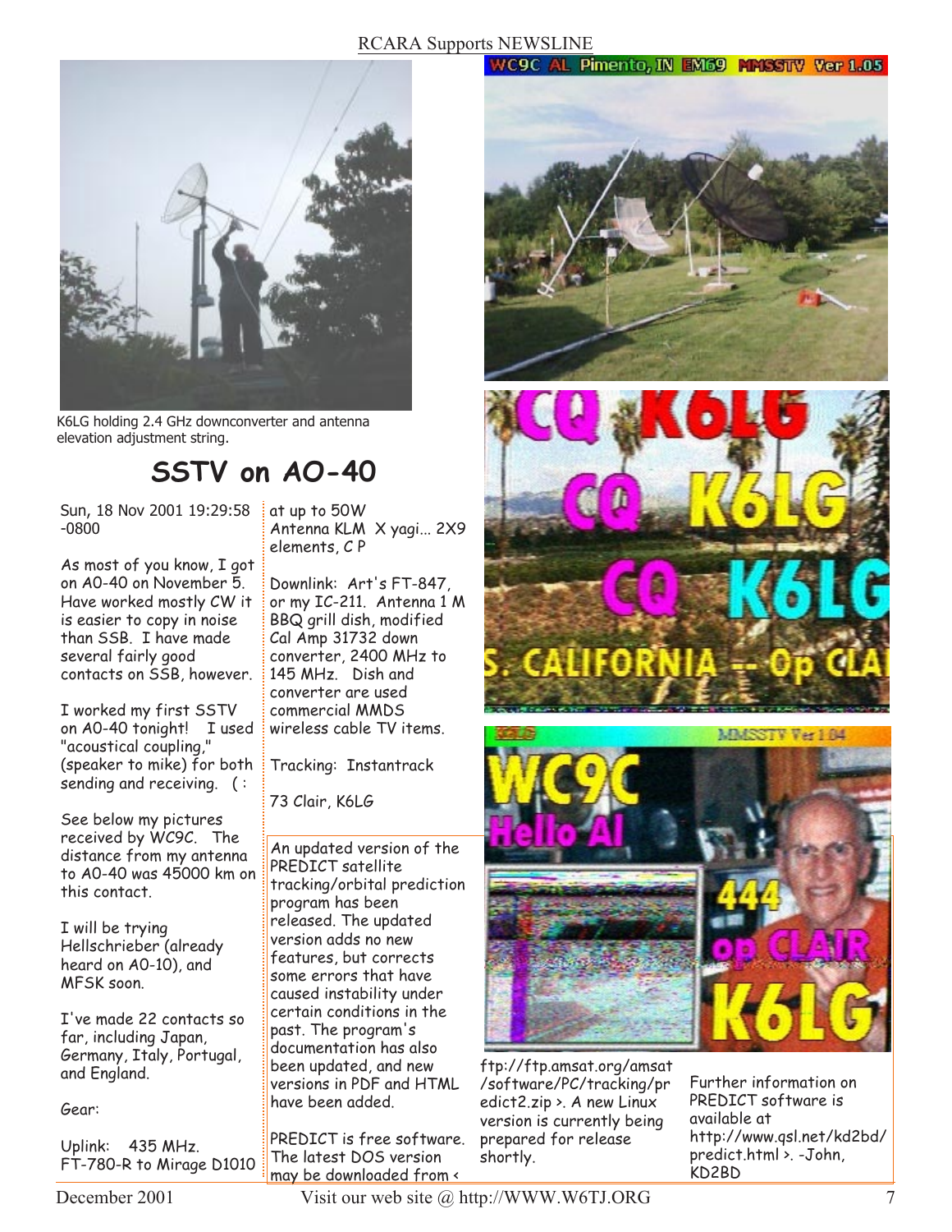K6LG holding 2.4 GHz downconverter and antenna elevation adjustment string.

# SSTV on AO-40

Sun, 18 Nov 2001 19:29:58 -0800

As most of you know, I got on AO-40 on November 5. Have worked mostly CW it is easier to copy in noise than SSB. I have made several fairly good contacts on SSB, however.

I worked my first SSTV on AO-40 tonight! I used "acoustical coupling," (speaker to mike) for both sending and receiving. ( :

See below my pictures received by WC9C. The distance from my antenna to AO-40 was 45000 km on this contact.

I will be trying Hellschrieber (already heard on AO-10), and MFSK soon.

I've made 22 contacts so far, including Japan, Germany, Italy, Portugal, and England.

Gear:

Uplink: 435 MHz. FT-780-R to Mirage D1010 at up to 50W Antenna KLM X yagi... 2X9 elements, C P

Downlink: Art's FT-847, or my IC-211. Antenna 1 M BBQ grill dish, modified Cal Amp 31732 down converter, 2400 MHz to 145 MHz. Dish and converter are used commercial MMDS wireless cable TV items.

Tracking: Instantrack

73 Clair, K6LG

An updated version of the PREDICT satellite tracking/orbital prediction program has been released. The updated version adds no new features, but corrects some errors that have caused instability under certain conditions in the past. The program's documentation has also been updated, and new versions in PDF and HTML have been added.

PREDICT is free software. The latest DOS version may be downloaded from < ftp://ftp.amsat.org/amsat/software/PC/tracking/predict2.zip >. A new Linux version is currently being prepared for release shortly.

Further information on PREDICT software is available at http://www.qsl.net/kd2bd/predict.html >. -John, KD2BD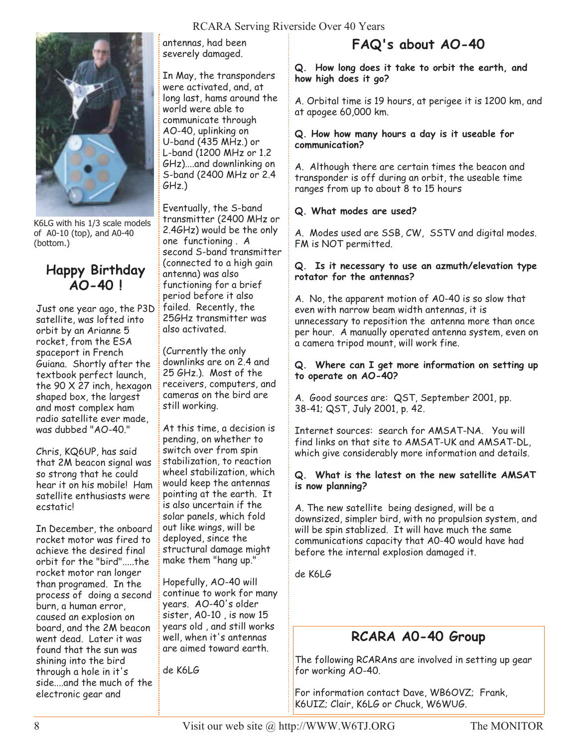K6LG with his 1/3 scale models of A0-10 (top), and A0-40 (bottom.)

## Happy Birthday AO-40 !

Just one year ago, the P3D satellite, was lofted into orbit by an Arianne 5 rocket, from the ESA spaceport in French Guiana. Shortly after the textbook perfect launch, the 90 X 27 inch, hexagon shaped box, the largest and most complex ham radio satellite ever made, was dubbed "AO-40."

Chris, KQ6UP, has said that 2M beacon signal was so strong that he could hear it on his mobile! Ham satellite enthusiasts were ecstatic!

In December, the onboard rocket motor was fired to achieve the desired final orbit for the "bird".....the rocket motor ran longer than programed. In the process of doing a second burn, a human error, caused an explosion on board, and the 2M beacon went dead. Later it was found that the sun was shining into the bird through a hole in it's side....and the much of the electronic gear and antennas, had been severely damaged.

In May, the transponders were activated, and, at long last, hams around the world were able to communicate through AO-40, uplinking on U-band (435 MHz.) or L-band (1200 MHz or 1.2 GHz)....and downlinking on S-band (2400 MHz or 2.4 GHz.)

Eventually, the S-band transmitter (2400 MHz or 2.4GHz) would be the only one functioning . A second S-band transmitter (connected to a high gain antenna) was also functioning for a brief period before it also failed. Recently, the 25GHz transmitter was also activated.

(Currently the only downlinks are on 2.4 and 25 GHz.). Most of the receivers, computers, and cameras on the bird are still working.

At this time, a decision is pending, on whether to switch over from spin stabilization, to reaction wheel stabilization, which would keep the antennas pointing at the earth. It is also uncertain if the solar panels, which fold out like wings, will be deployed, since the structural damage might make them "hang up."

Hopefully, AO-40 will continue to work for many years. AO-40's older sister, A0-10 , is now 15 years old , and still works well, when it's antennas are aimed toward earth.

de K6LG

## FAQ's about AO-40

**Q. How long does it take to orbit the earth, and how high does it go?**

A. Orbital time is 19 hours, at perigee it is 1200 km, and at apogee 60,000 km.

**Q. How how many hours a day is it useable for communication?**

A. Although there are certain times the beacon and transponder is off during an orbit, the useable time ranges from up to about 8 to 15 hours

**Q. What modes are used?**

A. Modes used are SSB, CW, SSTV and digital modes. FM is NOT permitted.

**Q. Is it necessary to use an azmuth/elevation type rotator for the antennas?**

A. No, the apparent motion of A0-40 is so slow that even with narrow beam width antennas, it is unnecessary to reposition the antenna more than once per hour. A manually operated antenna system, even on a camera tripod mount, will work fine.

**Q. Where can I get more information on setting up to operate on AO-40?**

A. Good sources are: QST, September 2001, pp. 38-41; QST, July 2001, p. 42.

Internet sources: search for AMSAT-NA. You will find links on that site to AMSAT-UK and AMSAT-DL, which give considerably more information and details.

**Q. What is the latest on the new satellite AMSAT is now planning?**

A. The new satellite being designed, will be a downsized, simpler bird, with no propulsion system, and will be spin stablized. It will have much the same communications capacity that A0-40 would have had before the internal explosion damaged it.

de K6LG

## RCARA A0-40 Group

The following RCARAns are involved in setting up gear for working AO-40.

For information contact Dave, WB6OVZ; Frank, K6UIZ; Clair, K6LG or Chuck, W6WUG.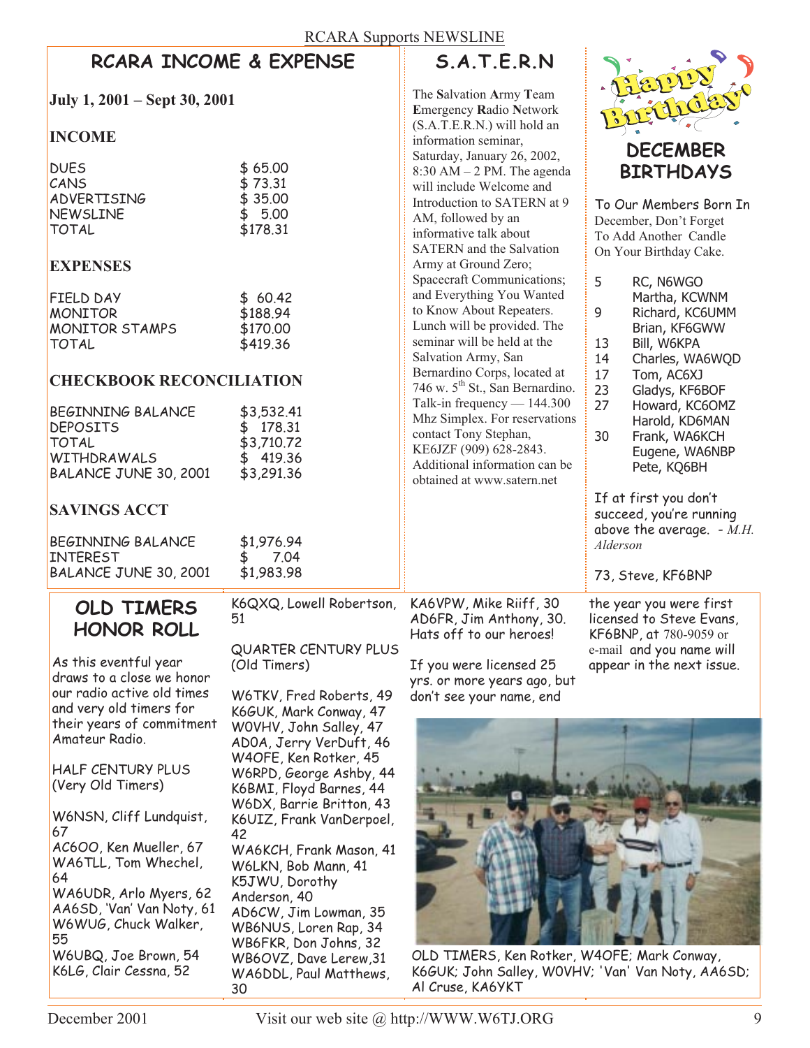RCARA Supports NEWSLINE

## RCARA INCOME & EXPENSE

**July 1, 2001 – Sept 30, 2001**

### INCOME

| | |
|---|---|
| DUES | $ 65.00 |
| CANS | $ 73.31 |
| ADVERTISING | $ 35.00 |
| NEWSLINE | $ 5.00 |
| TOTAL | $178.31 |

### EXPENSES

| | |
|---|---|
| FIELD DAY | $ 60.42 |
| MONITOR | $188.94 |
| MONITOR STAMPS | $170.00 |
| TOTAL | $419.36 |

### CHECKBOOK RECONCILIATION

| | |
|---|---|
| BEGINNING BALANCE | $3,532.41 |
| DEPOSITS | $ 178.31 |
| TOTAL | $3,710.72 |
| WITHDRAWALS | $ 419.36 |
| BALANCE JUNE 30, 2001 | $3,291.36 |

### SAVINGS ACCT

| | |
|---|---|
| BEGINNING BALANCE | $1,976.94 |
| INTEREST | $ 7.04 |
| BALANCE JUNE 30, 2001 | $1,983.98 |

## S.A.T.E.R.N

The **S**alvation **A**rmy **T**eam **E**mergency **R**adio **N**etwork (S.A.T.E.R.N.) will hold an information seminar, Saturday, January 26, 2002, 8:30 AM – 2 PM. The agenda will include Welcome and Introduction to SATERN at 9 AM, followed by an informative talk about SATERN and the Salvation Army at Ground Zero; Spacecraft Communications; and Everything You Wanted to Know About Repeaters. Lunch will be provided. The seminar will be held at the Salvation Army, San Bernardino Corps, located at 746 w. 5th St., San Bernardino. Talk-in frequency — 144.300 Mhz Simplex. For reservations contact Tony Stephan, KE6JZF (909) 628-2843. Additional information can be obtained at www.satern.net

## Happy Birthday!

## DECEMBER BIRTHDAYS

To Our Members Born In December, Don't Forget To Add Another Candle On Your Birthday Cake.

- 5 RC, N6WGO
- Martha, KCWNM
- 9 Richard, KC6UMM
- Brian, KF6GWW
- 13 Bill, W6KPA
- 14 Charles, WA6WQD
- 17 Tom, AC6XJ
- 23 Gladys, KF6BOF
- 27 Howard, KC6OMZ
- Harold, KD6MAN
- 30 Frank, WA6KCH
- Eugene, WA6NBP
- Pete, KQ6BH

If at first you don't succeed, you're running above the average. - *M.H. Alderson*

73, Steve, KF6BNP

## OLD TIMERS HONOR ROLL

As this eventful year draws to a close we honor our radio active old times and very old timers for their years of commitment Amateur Radio.

HALF CENTURY PLUS (Very Old Timers)

- W6NSN, Cliff Lundquist, 67
- AC6OO, Ken Mueller, 67
- WA6TLL, Tom Whechel, 64
- WA6UDR, Arlo Myers, 62
- AA6SD, 'Van' Van Noty, 61
- W6WUG, Chuck Walker, 55
- W6UBQ, Joe Brown, 54
- K6LG, Clair Cessna, 52
- K6QXQ, Lowell Robertson, 51

QUARTER CENTURY PLUS (Old Timers)

- W6TKV, Fred Roberts, 49
- K6GUK, Mark Conway, 47
- W0VHV, John Salley, 47
- AD0A, Jerry VerDuft, 46
- W4OFE, Ken Rotker, 45
- W6RPD, George Ashby, 44
- K6BMI, Floyd Barnes, 44
- W6DX, Barrie Britton, 43
- K6UIZ, Frank VanDerpoel, 42
- WA6KCH, Frank Mason, 41
- W6LKN, Bob Mann, 41
- K5JWU, Dorothy Anderson, 40
- AD6CW, Jim Lowman, 35
- WB6NUS, Loren Rap, 34
- WB6FKR, Don Johns, 32
- WB6OVZ, Dave Lerew,31
- WA6DDL, Paul Matthews, 30
- KA6VPW, Mike Riiff, 30
- AD6FR, Jim Anthony, 30.

Hats off to our heroes!

If you were licensed 25 yrs. or more years ago, but don't see your name, end the year you were first licensed to Steve Evans, KF6BNP, at 780-9059 or e-mail and you name will appear in the next issue.

OLD TIMERS, Ken Rotker, W4OFE; Mark Conway, K6GUK; John Salley, W0VHV; 'Van' Van Noty, AA6SD; Al Cruse, KA6YKT

December 2001 Visit our web site @ http://WWW.W6TJ.ORG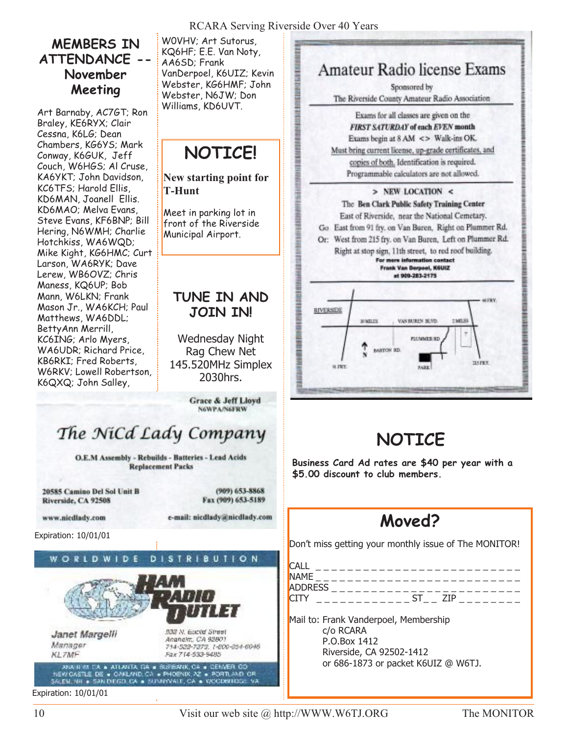## MEMBERS IN ATTENDANCE -- November Meeting

Art Barnaby, AC7GT; Ron Braley, KE6RYX; Clair Cessna, K6LG; Dean Chambers, KG6YS; Mark Conway, K6GUK, Jeff Couch, W6HGS; Al Cruse, KA6YKT; John Davidson, KC6TFS; Harold Ellis, KD6MAN, Joanell Ellis. KD6MAO; Melva Evans, Steve Evans, KF6BNP; Bill Hering, N6WMH; Charlie Hotchkiss, WA6WQD; Mike Kight, KG6HMC; Curt Larson, WA6RYK; Dave Lerew, WB6OVZ; Chris Maness, KQ6UP; Bob Mann, W6LKN; Frank Mason Jr., WA6KCH; Paul Matthews, WA6DDL; BettyAnn Merrill, KC6ING; Arlo Myers, WA6UDR; Richard Price, KB6RKI; Fred Roberts, W6RKV; Lowell Robertson, K6QXQ; John Salley, W0VHV; Art Sutorus, KQ6HF; E.E. Van Noty, AA6SD; Frank VanDerpoel, K6UIZ; Kevin Webster, KG6HMF; John Webster, N6JW; Don Williams, KD6UVT.

## NOTICE!

**New starting point for T-Hunt**

Meet in parking lot in front of the Riverside Municipal Airport.

## TUNE IN AND JOIN IN!

Wednesday Night Rag Chew Net 145.520MHz Simplex 2030hrs.

Grace & Jeff Lloyd
N6WPA/N6FRW

*The NiCd Lady Company*

O.E.M Assembly - Rebuilds - Batteries - Lead Acids Replacement Packs

20585 Camino Del Sol Unit B
Riverside, CA 92508

(909) 653-8868
Fax (909) 653-5189

www.nicdlady.com

e-mail: nicdlady@nicdlady.com

Expiration: 10/01/01

WORLDWIDE DISTRIBUTION

HAM RADIO OUTLET

Janet Margelli
Manager
KL7MF

933 N. Euclid Street
Anaheim, CA 92801
714-533-7373, 1-800-854-6046
Fax 714-533-8485

ANAHEIM, CA • ATLANTA, GA • BURBANK, CA • DENVER, CO
NEW CASTLE, DE • OAKLAND, CA • PHOENIX, AZ • PORTLAND, OR
SALEM, NH • SAN DIEGO, CA • SUNNYVALE, CA • WOODBRIDGE, VA

Expiration: 10/01/01

## Amateur Radio license Exams

Sponsored by
The Riverside County Amateur Radio Association

Exams for all classes are given on the
***FIRST SATURDAY* of each *EVEN* month**
Exams begin at 8 AM <> Walk-ins OK.
Must bring current license, up-grade certificates, and copies of both. Identification is required.
Programmable calculators are not allowed.

**> NEW LOCATION <**
The **Ben Clark Public Safety Training Center**
East of Riverside, near the National Cemetary.
Go East from 91 fry. on Van Buren, Right on Plummer Rd.
Or: West from 215 fry. on Van Buren, Left on Plummer Rd.
Right at stop sign, 11th street, to red roof building.

**For more information contact
Frank Van Derpoel, K6UIZ
at 909-283-2175**

## NOTICE

**Business Card Ad rates are $40 per year with a $5.00 discount to club members.**

## Moved?

Don't miss getting your monthly issue of The MONITOR!

CALL _ _ _ _ _ _ _ _ _ _ _ _ _ _ _ _ _ _ _ _ _ _ _ _ _
NAME _ _ _ _ _ _ _ _ _ _ _ _ _ _ _ _ _ _ _ _ _ _ _ _ _
ADDRESS _ _ _ _ _ _ _ _ _ _ _ _ _ _ _ _ _ _ _ _ _ _ _
CITY _ _ _ _ _ _ _ _ _ _ _ _ ST_ _ ZIP _ _ _ _ _ _ _ _

Mail to: Frank Vanderpoel, Membership
c/o RCARA
P.O.Box 1412
Riverside, CA 92502-1412
or 686-1873 or packet K6UIZ @ W6TJ.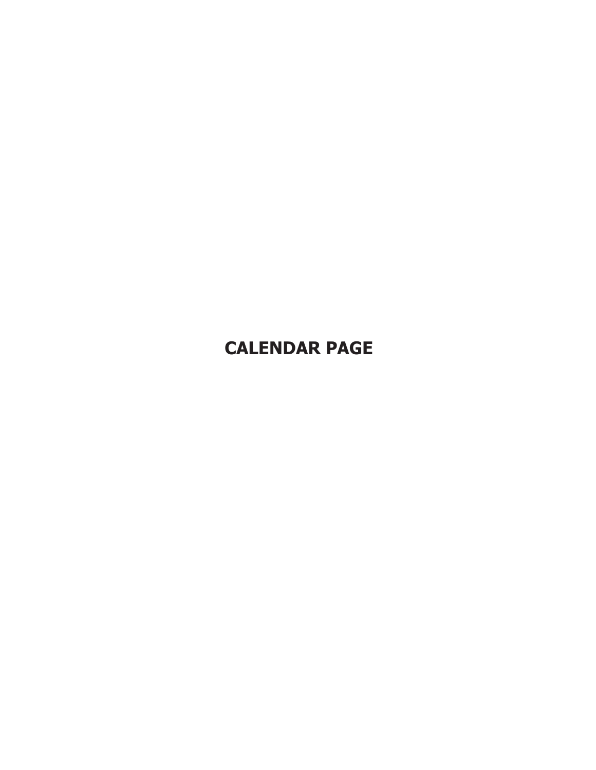**CALENDAR PAGE**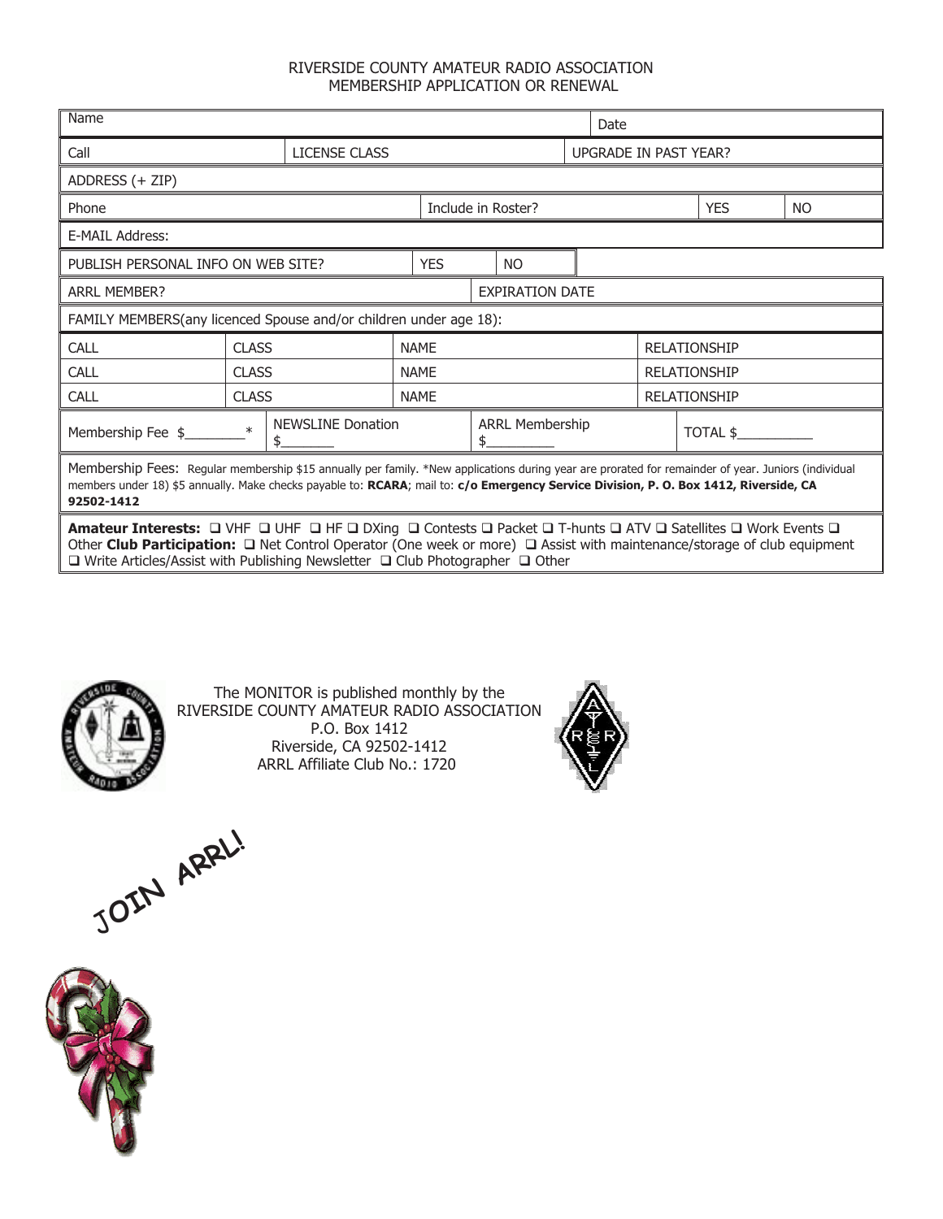RIVERSIDE COUNTY AMATEUR RADIO ASSOCIATION
MEMBERSHIP APPLICATION OR RENEWAL

| | | | | | |
|---|---|---|---|---|---|
| Name | | | | Date | |
| Call | LICENSE CLASS | | | UPGRADE IN PAST YEAR? | |
| ADDRESS (+ ZIP) | | | | | |
| Phone | | Include in Roster? | | YES | NO |
| E-MAIL Address: | | | | | |
| PUBLISH PERSONAL INFO ON WEB SITE? | | YES | NO | | |
| ARRL MEMBER? | | | EXPIRATION DATE | | |
| FAMILY MEMBERS(any licenced Spouse and/or children under age 18): | | | | | |
| CALL | CLASS | NAME | | RELATIONSHIP | |
| CALL | CLASS | NAME | | RELATIONSHIP | |
| CALL | CLASS | NAME | | RELATIONSHIP | |
| Membership Fee $________* | NEWSLINE Donation $_______ | | ARRL Membership $_________ | TOTAL $_________ | |

Membership Fees: Regular membership $15 annually per family. *New applications during year are prorated for remainder of year. Juniors (individual members under 18) $5 annually. Make checks payable to: **RCARA**; mail to: **c/o Emergency Service Division, P. O. Box 1412, Riverside, CA 92502-1412**

**Amateur Interests:** ❑ VHF ❑ UHF ❑ HF ❑ DXing ❑ Contests ❑ Packet ❑ T-hunts ❑ ATV ❑ Satellites ❑ Work Events ❑ Other **Club Participation:** ❑ Net Control Operator (One week or more) ❑ Assist with maintenance/storage of club equipment ❑ Write Articles/Assist with Publishing Newsletter ❑ Club Photographer ❑ Other

The MONITOR is published monthly by the
RIVERSIDE COUNTY AMATEUR RADIO ASSOCIATION
P.O. Box 1412
Riverside, CA 92502-1412
ARRL Affiliate Club No.: 1720

JOIN ARRL!